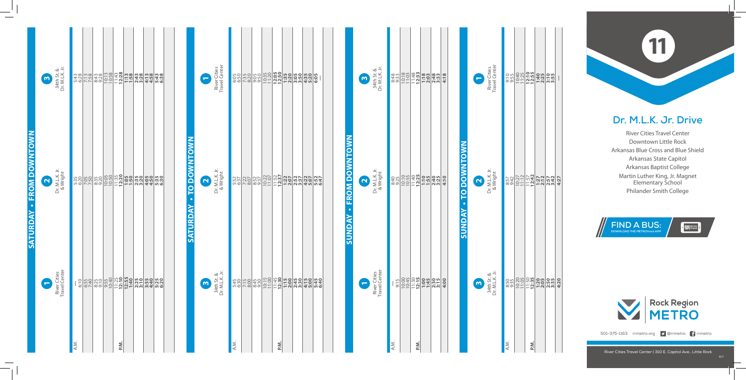# 11

## Dr. M.L.K. Jr. Drive

River Cities Travel Center
Downtown Little Rock
Arkansas Blue Cross and Blue Shield
Arkansas State Capitol
Arkansas Baptist College
Martin Luther King, Jr. Magnet Elementary School
Philander Smith College

**FIND A BUS:** DOWNLOAD THE METROtrack APP

Rock Region METRO

501-375-1163 rrmetro.org @rrmetro rrmetro

River Cities Travel Center | 310 E. Capitol Ave., Little Rock

## SATURDAY • FROM DOWNTOWN

| | 1 River Cities Travel Center | 2 Dr. M.L.K. Jr. & Wright | 3 34th St. & Dr. M.L.K. Jr. |
|---|---|---|---|
| A.M. | — | 5:35 | 5:43 |
| | 6:10 | 6:20 | 6:28 |
| | 6:55 | 7:05 | 7:13 |
| | 7:40 | 7:50 | 7:58 |
| | 8:25 | 8:35 | 8:43 |
| | 9:10 | 9:20 | 9:28 |
| | 9:55 | 10:05 | 10:13 |
| | 10:40 | 10:50 | 10:58 |
| | 11:25 | 11:35 | 11:43 |
| P.M. | **12:10** | **12:20** | **12:28** |
| | **12:55** | **1:05** | **1:13** |
| | **1:40** | **1:50** | **1:58** |
| | **2:25** | **2:35** | **2:43** |
| | **3:10** | **3:20** | **3:28** |
| | **3:55** | **4:05** | **4:13** |
| | **4:40** | **4:50** | **4:58** |
| | **5:25** | **5:35** | **5:43** |
| | **6:20** | **6:30** | **6:38** |

## SATURDAY • TO DOWNTOWN

| | 3 34th St. & Dr. M.L.K. Jr. | 2 Dr. M.L.K. Jr. & Wright | 1 River Cities Travel Center |
|---|---|---|---|
| A.M. | 5:45 | 5:52 | 6:05 |
| | 6:30 | 6:37 | 6:50 |
| | 7:15 | 7:22 | 7:35 |
| | 8:00 | 8:07 | 8:20 |
| | 8:45 | 8:52 | 9:05 |
| | 9:30 | 9:37 | 9:50 |
| | 10:15 | 10:22 | 10:35 |
| | 11:00 | 11:07 | 11:20 |
| | 11:45 | 11:52 | **12:05** |
| P.M. | **12:30** | **12:37** | **12:50** |
| | **1:15** | **1:22** | **1:35** |
| | **2:00** | **2:07** | **2:20** |
| | **2:45** | **2:52** | **3:05** |
| | **3:30** | **3:37** | **3:50** |
| | **4:15** | **4:22** | **4:35** |
| | **5:00** | **5:07** | **5:20** |
| | **5:45** | **5:52** | **6:05** |
| | **6:40** | **6:47** | — |

## SUNDAY • FROM DOWNTOWN

| | 1 River Cities Travel Center | 2 Dr. M.L.K. Jr. & Wright | 3 34th St. & Dr. M.L.K. Jr. |
|---|---|---|---|
| A.M. | — | 8:40 | 8:48 |
| | 9:15 | 9:25 | 9:33 |
| | 10:00 | 10:10 | 10:18 |
| | 10:45 | 10:55 | 11:03 |
| | 11:30 | 11:40 | 11:48 |
| P.M. | **12:15** | **12:25** | **12:33** |
| | **1:00** | **1:10** | **1:18** |
| | **1:45** | **1:55** | **2:03** |
| | **2:30** | **2:40** | **2:48** |
| | **3:15** | **3:25** | **3:33** |
| | **4:00** | **4:10** | **4:18** |

## SUNDAY • TO DOWNTOWN

| | 3 34th St. & Dr. M.L.K. Jr. | 2 Dr. M.L.K. Jr. & Wright | 1 River Cities Travel Center |
|---|---|---|---|
| A.M. | 8:50 | 8:57 | 9:10 |
| | 9:35 | 9:42 | 9:55 |
| | 10:20 | 10:27 | 10:40 |
| | 11:05 | 11:12 | 11:25 |
| | 11:50 | 11:57 | **12:10** |
| P.M. | **12:35** | **12:42** | **12:55** |
| | **1:20** | **1:27** | **1:40** |
| | **2:05** | **2:12** | **2:25** |
| | **2:50** | **2:57** | **3:10** |
| | **3:35** | **3:42** | **3:55** |
| | **4:20** | **4:27** | — |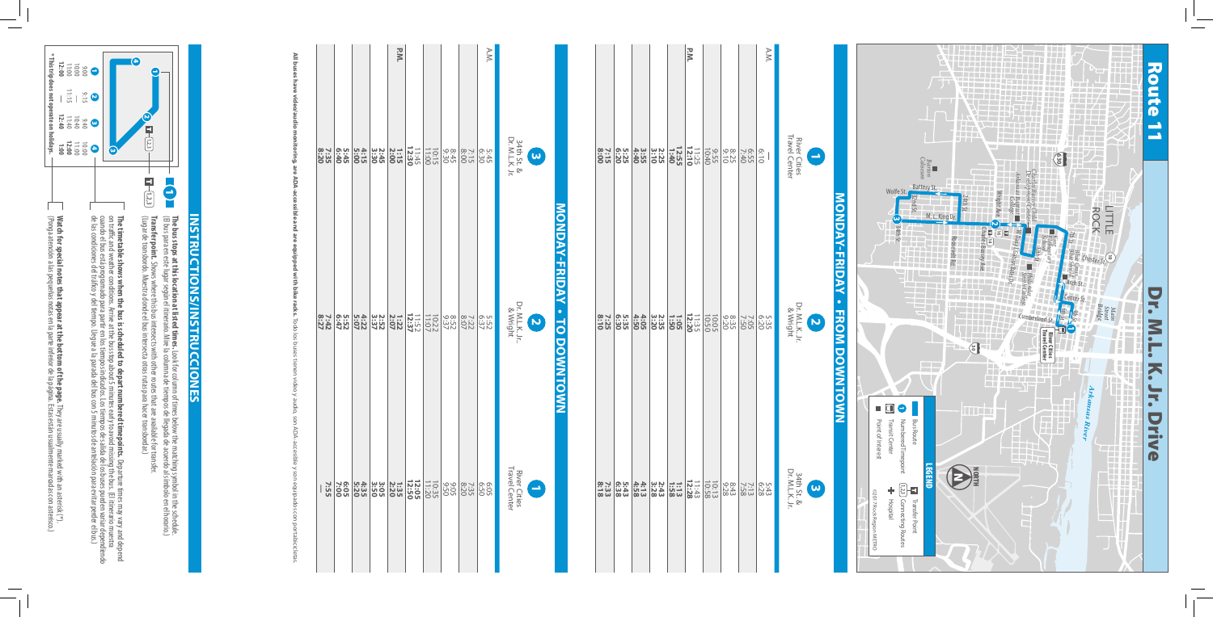# Route 11 — Dr. M.L.K. Jr. Drive

**LEGEND**

- Bus Route
- Numbered Timepoint
- Transit Center
- Point of Interest
- Transfer Point
- Connecting Routes
- Hospital

NORTH

©2017 Rock Region METRO

## MONDAY-FRIDAY • FROM DOWNTOWN

| | 1 River Cities Travel Center | 2 Dr. M.L.K. Jr. & Wright | 3 34th St. & Dr. M.L.K. Jr. |
|---|---|---|---|
| A.M. | — | 5:35 | 5:43 |
| | 6:10 | 6:20 | 6:28 |
| | 6:55 | 7:05 | 7:13 |
| | 7:40 | 7:50 | 7:58 |
| | 8:25 | 8:35 | 8:43 |
| | 9:10 | 9:20 | 9:28 |
| | 9:55 | 10:05 | 10:13 |
| | 10:40 | 10:50 | 10:58 |
| | 11:25 | 11:35 | 11:43 |
| P.M. | **12:10** | **12:20** | **12:28** |
| | **12:55** | **1:05** | **1:13** |
| | **1:40** | **1:50** | **1:58** |
| | **2:25** | **2:35** | **2:43** |
| | **3:10** | **3:20** | **3:28** |
| | **3:55** | **4:05** | **4:13** |
| | **4:40** | **4:50** | **4:58** |
| | **5:25** | **5:35** | **5:43** |
| | **6:20** | **6:30** | **6:38** |
| | **7:15** | **7:25** | **7:33** |
| | **8:00** | **8:10** | **8:18** |

## MONDAY-FRIDAY • TO DOWNTOWN

| | 3 34th St. & Dr. M.L.K. Jr. | 2 Dr. M.L.K. Jr. & Wright | 1 River Cities Travel Center |
|---|---|---|---|
| A.M. | 5:45 | 5:52 | 6:05 |
| | 6:30 | 6:37 | 6:50 |
| | 7:15 | 7:22 | 7:35 |
| | 8:00 | 8:07 | 8:20 |
| | 8:45 | 8:52 | 9:05 |
| | 9:30 | 9:37 | 9:50 |
| | 10:15 | 10:22 | 10:35 |
| | 11:00 | 11:07 | 11:20 |
| | 11:45 | 11:52 | **12:05** |
| P.M. | **12:30** | **12:37** | **12:50** |
| | **1:15** | **1:22** | **1:35** |
| | **2:00** | **2:07** | **2:20** |
| | **2:45** | **2:52** | **3:05** |
| | **3:30** | **3:37** | **3:50** |
| | **4:15** | **4:22** | **4:35** |
| | **5:00** | **5:07** | **5:20** |
| | **5:45** | **5:52** | **6:05** |
| | **6:40** | **6:47** | **7:00** |
| | **7:35** | **7:42** | **7:55** |
| | **8:20** | **8:27** | |

All buses have video/audio monitoring, are ADA-accessible and are equipped with bike racks. Todos los buses tienen video y audio, son ADA-accesibles y son equipados con portabicicletas.

## INSTRUCTIONS/INSTRUCCIONES

| 1 | 2 | 3 | 4 |
|---|---|---|---|
| 9:00 | 9:15 | 9:40 | 10:00 |
| 10:00 | — | 10:40 | 11:00 |
| 11:00 | 11:15 | 11:40 | 12:00 |
| **12:00** | **12:40** | **1:00** | |

*This trip does not operate on holiday.

**The bus stops at this location at listed times.** Look for column of times below the matching symbol in the schedule. (El bus para en este lugar según el itinerario. Mire la columna de tiempos de llegada de acuerdo al símbolo en el horario.)

**Transfer point.** Shows where this bus intersects with other routes that are available for transfer. (Lugar de transbordo. Muestra donde el bus intersecta otras rutas para hacer transbordar.)

**The timetable shows when the bus is scheduled to depart numbered timepoints.** Departure times may vary and depend on traffic and weather conditions. Arrive at the bus stop about 5 minutes early to avoid missing the bus. (El itinerario muestra cuando el bus está programado para partir en los tiempos indicados. Los tiempos de salida de los buses pueden variar dependiendo de las condiciones del tráfico y del tiempo. Llegue a la parada del bus con 5 minutos de antelación para evitar perder el bus.)

**Watch for special notes that appear at the bottom of the page.** They are usually marked with an asterisk (*). (Ponga atención a las pequeñas notas en la parte inferior de la página. Estas están usualmente marcadas con asteriscos.)